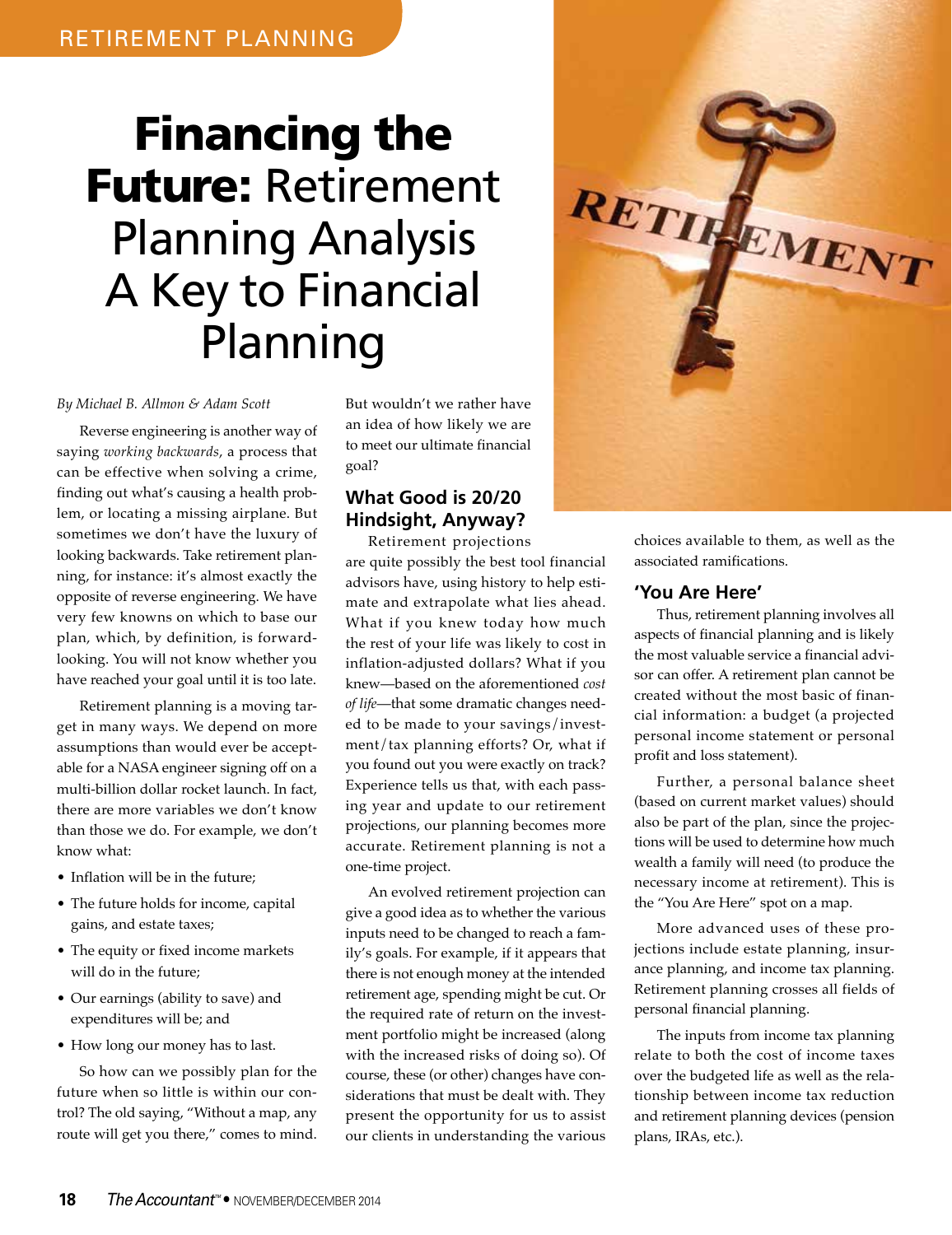# Financing the Future: Retirement Planning Analysis A Key to Financial Planning

*By Michael B. Allmon & Adam Scott*

Reverse engineering is another way of saying *working backwards*, a process that can be effective when solving a crime, finding out what's causing a health problem, or locating a missing airplane. But sometimes we don't have the luxury of looking backwards. Take retirement planning, for instance: it's almost exactly the opposite of reverse engineering. We have very few knowns on which to base our plan, which, by definition, is forward-looking. You will not know whether you have reached your goal until it is too late.

Retirement planning is a moving target in many ways. We depend on more assumptions than would ever be acceptable for a NASA engineer signing off on a multi-billion dollar rocket launch. In fact, there are more variables we don't know than those we do. For example, we don't know what:

- Inflation will be in the future;
- The future holds for income, capital gains, and estate taxes;
- The equity or fixed income markets will do in the future;
- Our earnings (ability to save) and expenditures will be; and
- How long our money has to last.

So how can we possibly plan for the future when so little is within our control? The old saying, "Without a map, any route will get you there," comes to mind. But wouldn't we rather have an idea of how likely we are to meet our ultimate financial goal?

## What Good is 20/20 Hindsight, Anyway?

Retirement projections are quite possibly the best tool financial advisors have, using history to help estimate and extrapolate what lies ahead. What if you knew today how much the rest of your life was likely to cost in inflation-adjusted dollars? What if you knew—based on the aforementioned *cost of life*—that some dramatic changes needed to be made to your savings/investment/tax planning efforts? Or, what if you found out you were exactly on track? Experience tells us that, with each passing year and update to our retirement projections, our planning becomes more accurate. Retirement planning is not a one-time project.

An evolved retirement projection can give a good idea as to whether the various inputs need to be changed to reach a family's goals. For example, if it appears that there is not enough money at the intended retirement age, spending might be cut. Or the required rate of return on the investment portfolio might be increased (along with the increased risks of doing so). Of course, these (or other) changes have considerations that must be dealt with. They present the opportunity for us to assist our clients in understanding the various choices available to them, as well as the associated ramifications.

## 'You Are Here'

Thus, retirement planning involves all aspects of financial planning and is likely the most valuable service a financial advisor can offer. A retirement plan cannot be created without the most basic of financial information: a budget (a projected personal income statement or personal profit and loss statement).

Further, a personal balance sheet (based on current market values) should also be part of the plan, since the projections will be used to determine how much wealth a family will need (to produce the necessary income at retirement). This is the "You Are Here" spot on a map.

More advanced uses of these projections include estate planning, insurance planning, and income tax planning. Retirement planning crosses all fields of personal financial planning.

The inputs from income tax planning relate to both the cost of income taxes over the budgeted life as well as the relationship between income tax reduction and retirement planning devices (pension plans, IRAs, etc.).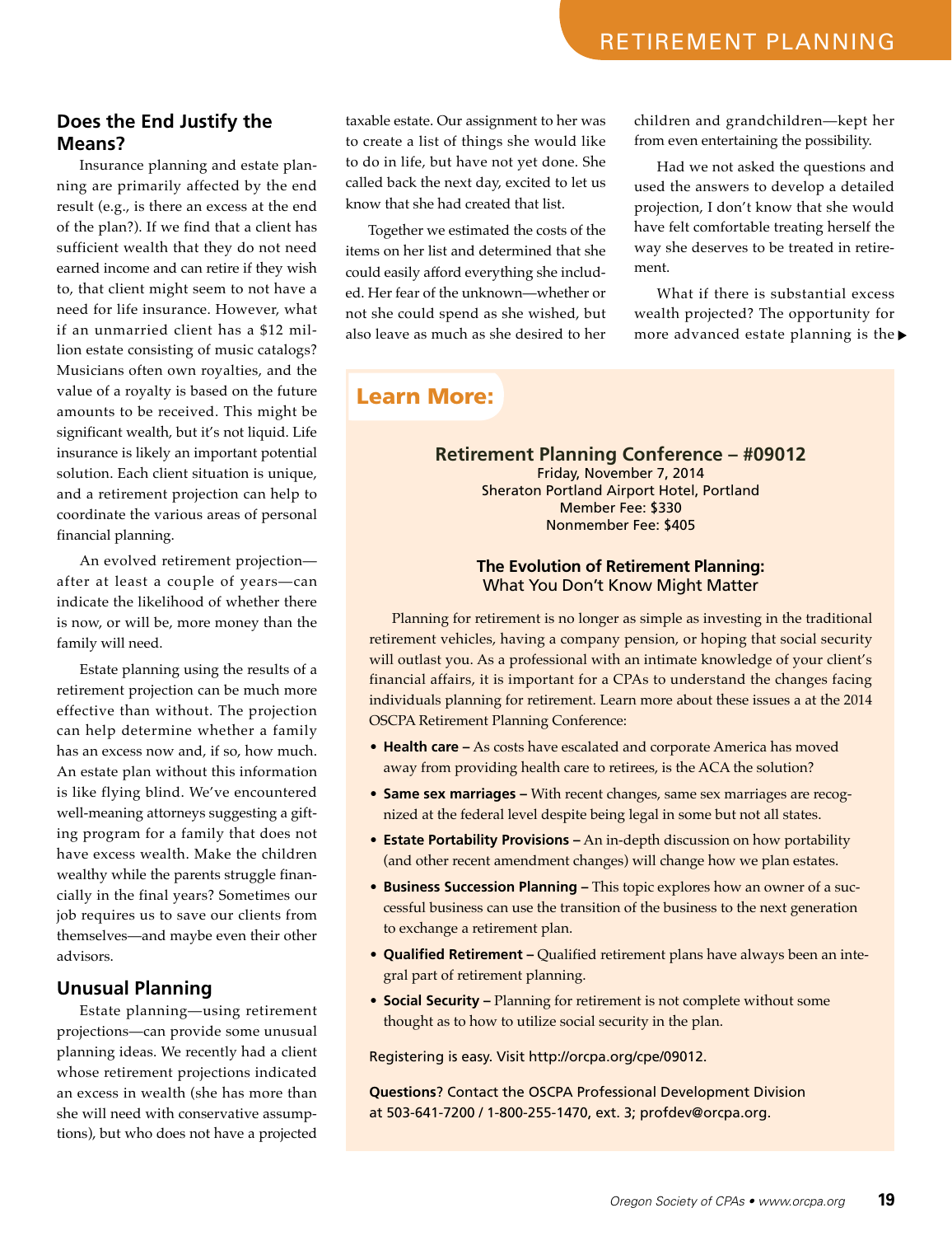## Does the End Justify the Means?

Insurance planning and estate planning are primarily affected by the end result (e.g., is there an excess at the end of the plan?). If we find that a client has sufficient wealth that they do not need earned income and can retire if they wish to, that client might seem to not have a need for life insurance. However, what if an unmarried client has a $12 million estate consisting of music catalogs? Musicians often own royalties, and the value of a royalty is based on the future amounts to be received. This might be significant wealth, but it's not liquid. Life insurance is likely an important potential solution. Each client situation is unique, and a retirement projection can help to coordinate the various areas of personal financial planning.

An evolved retirement projection—after at least a couple of years—can indicate the likelihood of whether there is now, or will be, more money than the family will need.

Estate planning using the results of a retirement projection can be much more effective than without. The projection can help determine whether a family has an excess now and, if so, how much. An estate plan without this information is like flying blind. We've encountered well-meaning attorneys suggesting a gifting program for a family that does not have excess wealth. Make the children wealthy while the parents struggle financially in the final years? Sometimes our job requires us to save our clients from themselves—and maybe even their other advisors.

## Unusual Planning

Estate planning—using retirement projections—can provide some unusual planning ideas. We recently had a client whose retirement projections indicated an excess in wealth (she has more than she will need with conservative assumptions), but who does not have a projected taxable estate. Our assignment to her was to create a list of things she would like to do in life, but have not yet done. She called back the next day, excited to let us know that she had created that list.

Together we estimated the costs of the items on her list and determined that she could easily afford everything she included. Her fear of the unknown—whether or not she could spend as she wished, but also leave as much as she desired to her children and grandchildren—kept her from even entertaining the possibility.

Had we not asked the questions and used the answers to develop a detailed projection, I don't know that she would have felt comfortable treating herself the way she deserves to be treated in retirement.

What if there is substantial excess wealth projected? The opportunity for more advanced estate planning is the ▶

---

**Learn More:**

**Retirement Planning Conference – #09012**
Friday, November 7, 2014
Sheraton Portland Airport Hotel, Portland
Member Fee: $330
Nonmember Fee: $405

**The Evolution of Retirement Planning:**
What You Don't Know Might Matter

Planning for retirement is no longer as simple as investing in the traditional retirement vehicles, having a company pension, or hoping that social security will outlast you. As a professional with an intimate knowledge of your client's financial affairs, it is important for a CPAs to understand the changes facing individuals planning for retirement. Learn more about these issues a at the 2014 OSCPA Retirement Planning Conference:

- **Health care –** As costs have escalated and corporate America has moved away from providing health care to retirees, is the ACA the solution?
- **Same sex marriages –** With recent changes, same sex marriages are recognized at the federal level despite being legal in some but not all states.
- **Estate Portability Provisions –** An in-depth discussion on how portability (and other recent amendment changes) will change how we plan estates.
- **Business Succession Planning –** This topic explores how an owner of a successful business can use the transition of the business to the next generation to exchange a retirement plan.
- **Qualified Retirement –** Qualified retirement plans have always been an integral part of retirement planning.
- **Social Security –** Planning for retirement is not complete without some thought as to how to utilize social security in the plan.

Registering is easy. Visit http://orcpa.org/cpe/09012.

**Questions**? Contact the OSCPA Professional Development Division at 503-641-7200 / 1-800-255-1470, ext. 3; profdev@orcpa.org.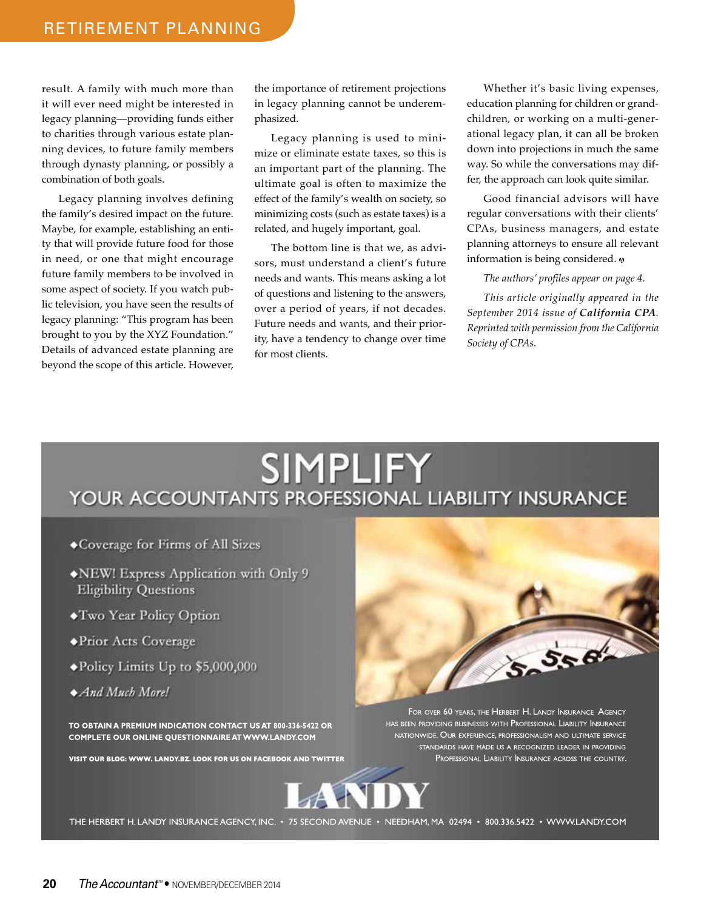result. A family with much more than it will ever need might be interested in legacy planning—providing funds either to charities through various estate planning devices, to future family members through dynasty planning, or possibly a combination of both goals.

Legacy planning involves defining the family's desired impact on the future. Maybe, for example, establishing an entity that will provide future food for those in need, or one that might encourage future family members to be involved in some aspect of society. If you watch public television, you have seen the results of legacy planning: "This program has been brought to you by the XYZ Foundation." Details of advanced estate planning are beyond the scope of this article. However, the importance of retirement projections in legacy planning cannot be underemphasized.

Legacy planning is used to minimize or eliminate estate taxes, so this is an important part of the planning. The ultimate goal is often to maximize the effect of the family's wealth on society, so minimizing costs (such as estate taxes) is a related, and hugely important, goal.

The bottom line is that we, as advisors, must understand a client's future needs and wants. This means asking a lot of questions and listening to the answers, over a period of years, if not decades. Future needs and wants, and their priority, have a tendency to change over time for most clients.

Whether it's basic living expenses, education planning for children or grandchildren, or working on a multi-generational legacy plan, it can all be broken down into projections in much the same way. So while the conversations may differ, the approach can look quite similar.

Good financial advisors will have regular conversations with their clients' CPAs, business managers, and estate planning attorneys to ensure all relevant information is being considered.

*The authors' profiles appear on page 4.*

*This article originally appeared in the September 2014 issue of* ***California CPA****. Reprinted with permission from the California Society of CPAs.*

# SIMPLIFY

## YOUR ACCOUNTANTS PROFESSIONAL LIABILITY INSURANCE

- Coverage for Firms of All Sizes
- NEW! Express Application with Only 9 Eligibility Questions
- Two Year Policy Option
- Prior Acts Coverage
- Policy Limits Up to $5,000,000
- *And Much More!*

**TO OBTAIN A PREMIUM INDICATION CONTACT US AT 800-336-5422 OR COMPLETE OUR ONLINE QUESTIONNAIRE AT WWW.LANDY.COM**

**VISIT OUR BLOG: WWW. LANDY.BZ. LOOK FOR US ON FACEBOOK AND TWITTER**

For over 60 years, the Herbert H. Landy Insurance Agency has been providing businesses with Professional Liability Insurance nationwide. Our experience, professionalism and ultimate service standards have made us a recognized leader in providing Professional Liability Insurance across the country.

LANDY

THE HERBERT H. LANDY INSURANCE AGENCY, INC. • 75 SECOND AVENUE • NEEDHAM, MA 02494 • 800.336.5422 • WWW.LANDY.COM